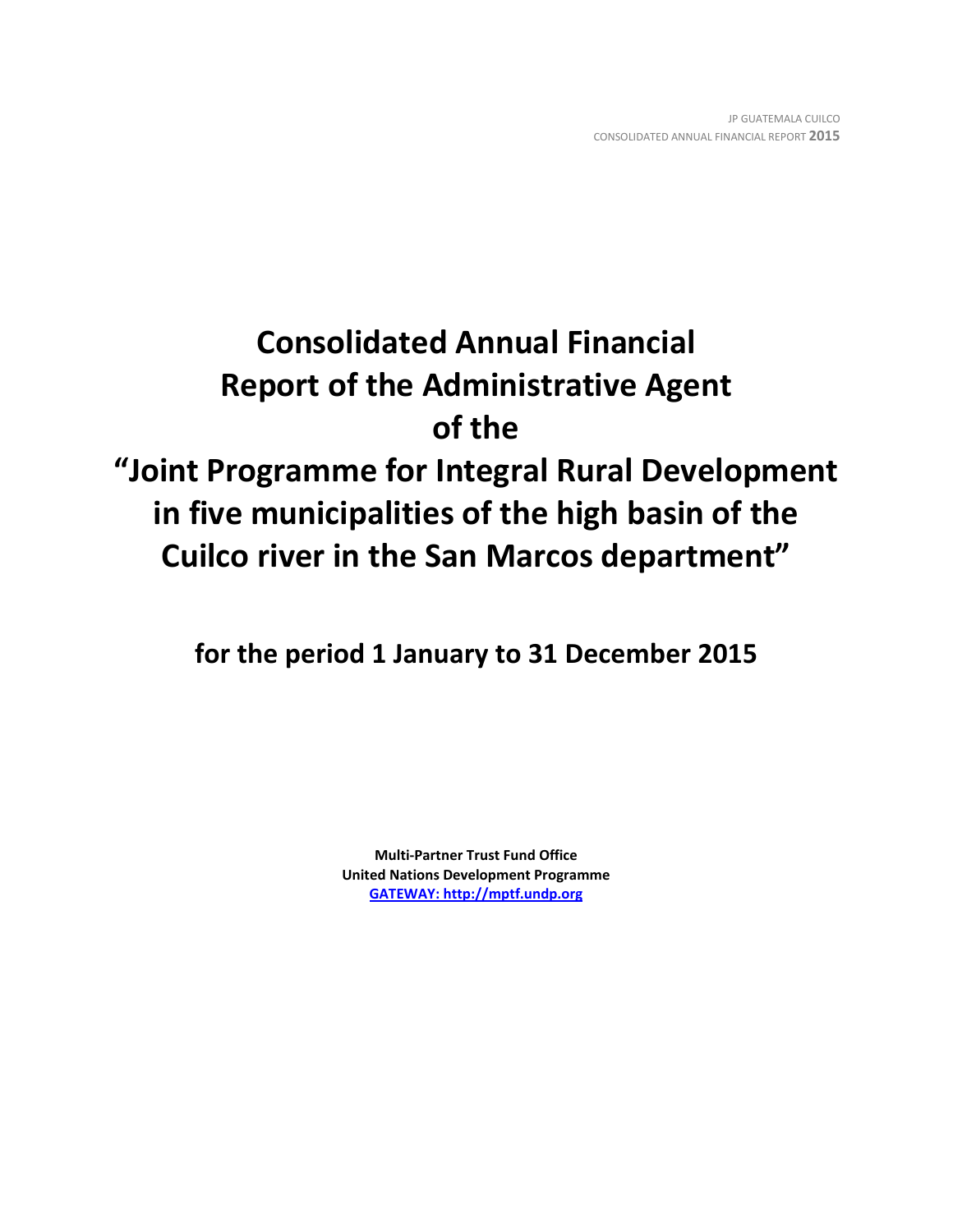# Consolidated Annual Financial Report of the Administrative Agent of the "Joint Programme for Integral Rural Development in five municipalities of the high basin of the Cuilco river in the San Marcos department"

## for the period 1 January to 31 December 2015

**Multi-Partner Trust Fund Office**
**United Nations Development Programme**
**GATEWAY: http://mptf.undp.org**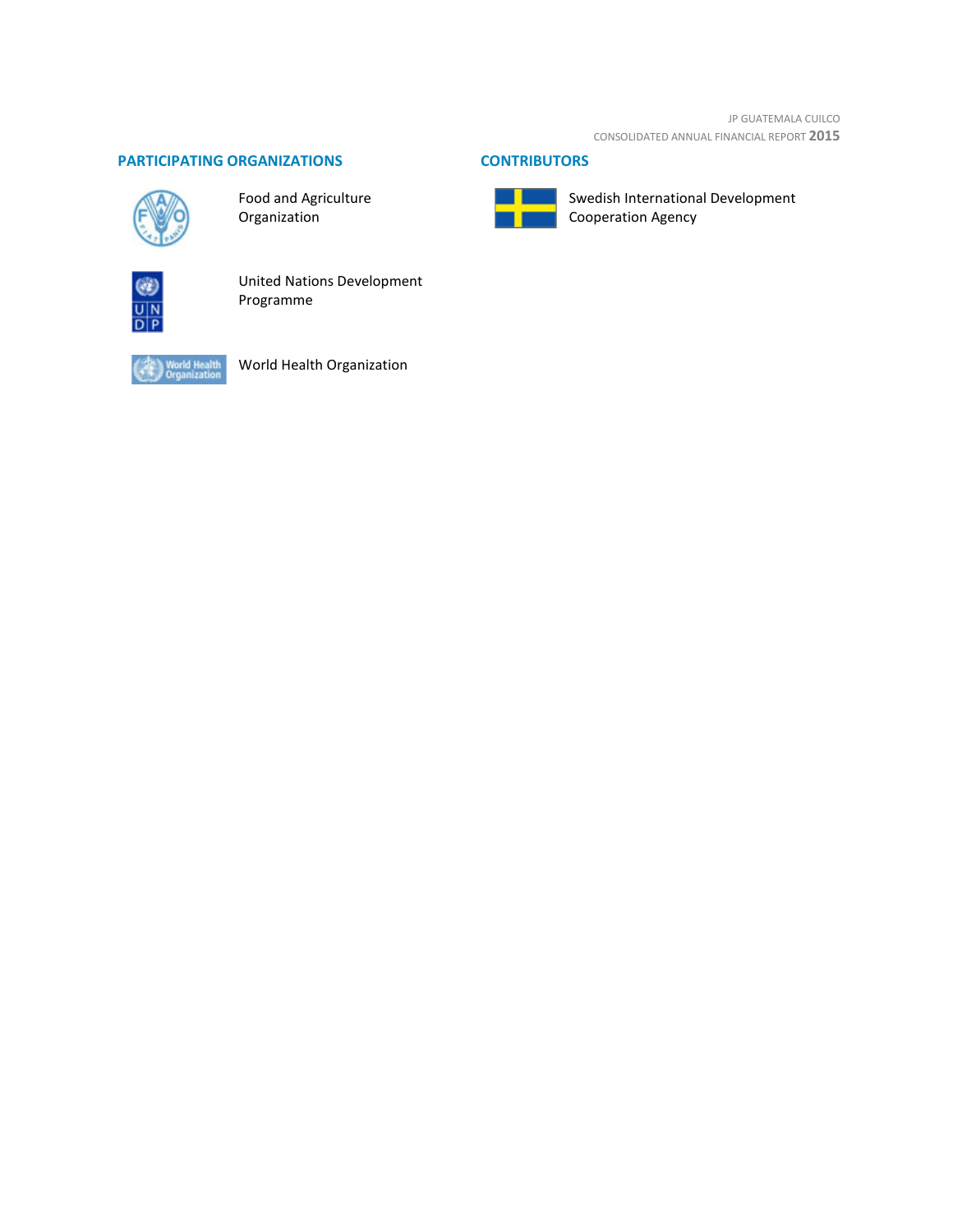## PARTICIPATING ORGANIZATIONS

Food and Agriculture Organization

United Nations Development Programme

World Health Organization

## CONTRIBUTORS

Swedish International Development Cooperation Agency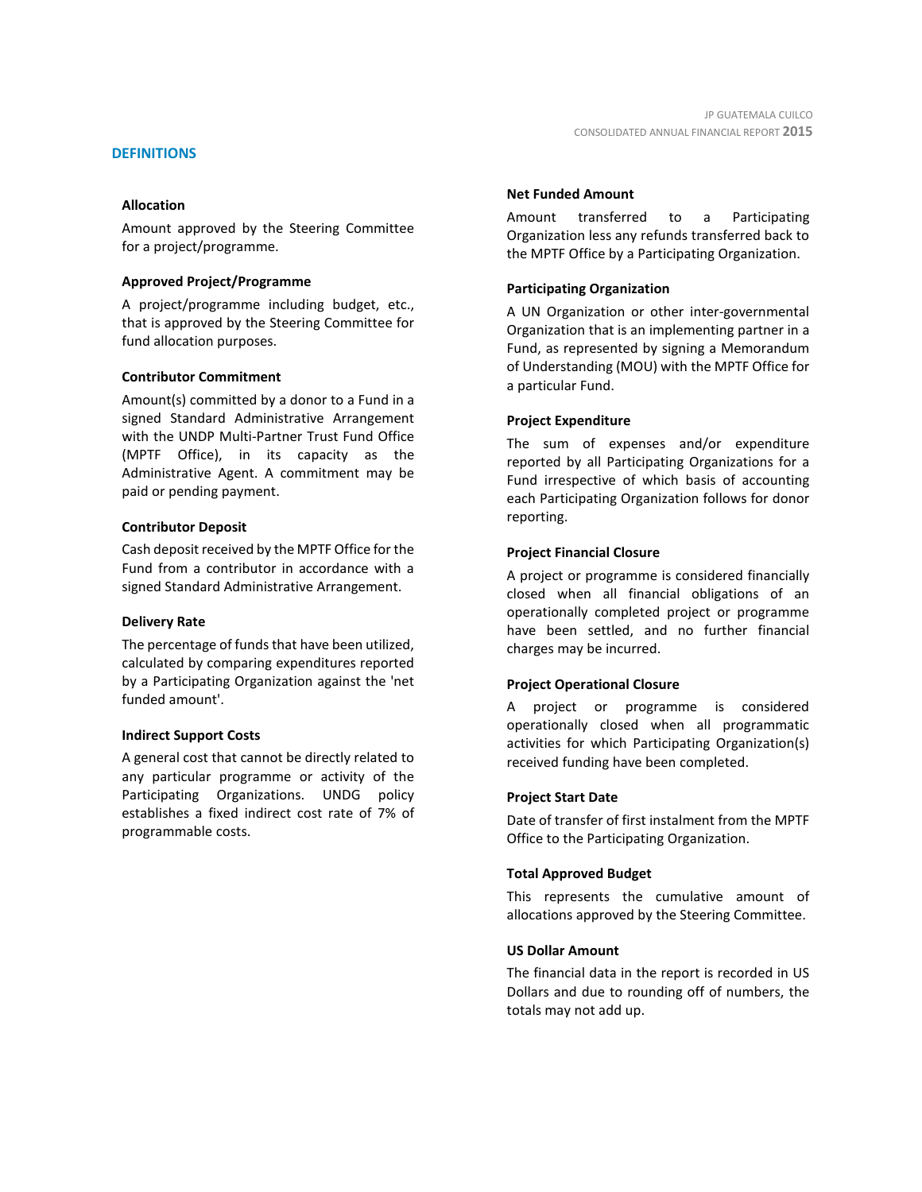## DEFINITIONS

### Allocation

Amount approved by the Steering Committee for a project/programme.

### Approved Project/Programme

A project/programme including budget, etc., that is approved by the Steering Committee for fund allocation purposes.

### Contributor Commitment

Amount(s) committed by a donor to a Fund in a signed Standard Administrative Arrangement with the UNDP Multi-Partner Trust Fund Office (MPTF Office), in its capacity as the Administrative Agent. A commitment may be paid or pending payment.

### Contributor Deposit

Cash deposit received by the MPTF Office for the Fund from a contributor in accordance with a signed Standard Administrative Arrangement.

### Delivery Rate

The percentage of funds that have been utilized, calculated by comparing expenditures reported by a Participating Organization against the 'net funded amount'.

### Indirect Support Costs

A general cost that cannot be directly related to any particular programme or activity of the Participating Organizations. UNDG policy establishes a fixed indirect cost rate of 7% of programmable costs.

### Net Funded Amount

Amount transferred to a Participating Organization less any refunds transferred back to the MPTF Office by a Participating Organization.

### Participating Organization

A UN Organization or other inter-governmental Organization that is an implementing partner in a Fund, as represented by signing a Memorandum of Understanding (MOU) with the MPTF Office for a particular Fund.

### Project Expenditure

The sum of expenses and/or expenditure reported by all Participating Organizations for a Fund irrespective of which basis of accounting each Participating Organization follows for donor reporting.

### Project Financial Closure

A project or programme is considered financially closed when all financial obligations of an operationally completed project or programme have been settled, and no further financial charges may be incurred.

### Project Operational Closure

A project or programme is considered operationally closed when all programmatic activities for which Participating Organization(s) received funding have been completed.

### Project Start Date

Date of transfer of first instalment from the MPTF Office to the Participating Organization.

### Total Approved Budget

This represents the cumulative amount of allocations approved by the Steering Committee.

### US Dollar Amount

The financial data in the report is recorded in US Dollars and due to rounding off of numbers, the totals may not add up.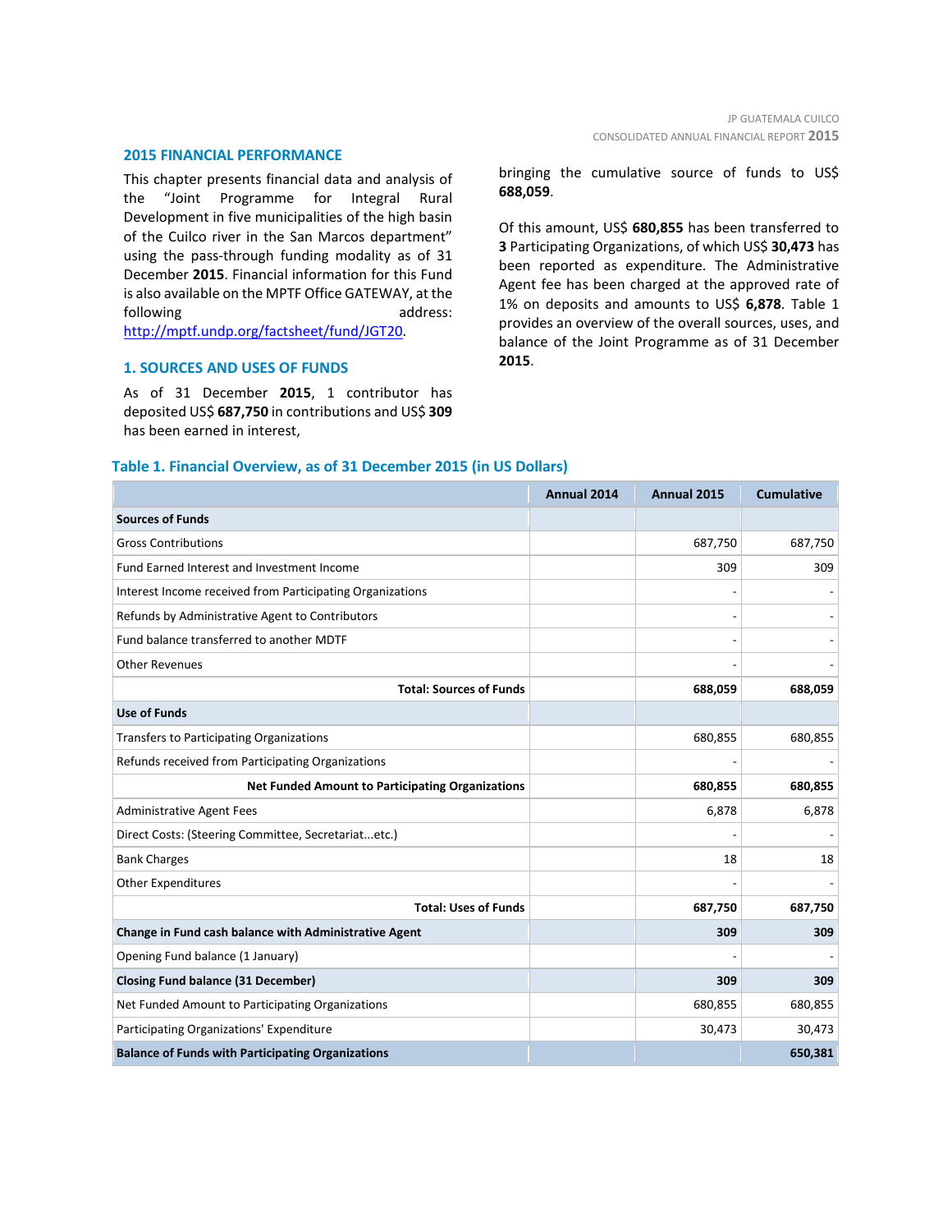## 2015 FINANCIAL PERFORMANCE

This chapter presents financial data and analysis of the "Joint Programme for Integral Rural Development in five municipalities of the high basin of the Cuilco river in the San Marcos department" using the pass-through funding modality as of 31 December **2015**. Financial information for this Fund is also available on the MPTF Office GATEWAY, at the following address: http://mptf.undp.org/factsheet/fund/JGT20.

## 1. SOURCES AND USES OF FUNDS

As of 31 December **2015**, 1 contributor has deposited US$ **687,750** in contributions and US$ **309** has been earned in interest, bringing the cumulative source of funds to US$ **688,059**.

Of this amount, US$ **680,855** has been transferred to **3** Participating Organizations, of which US$ **30,473** has been reported as expenditure. The Administrative Agent fee has been charged at the approved rate of 1% on deposits and amounts to US$ **6,878**. Table 1 provides an overview of the overall sources, uses, and balance of the Joint Programme as of 31 December **2015**.

### Table 1. Financial Overview, as of 31 December 2015 (in US Dollars)

| | Annual 2014 | Annual 2015 | Cumulative |
|---|---|---|---|
| **Sources of Funds** | | | |
| Gross Contributions | | 687,750 | 687,750 |
| Fund Earned Interest and Investment Income | | 309 | 309 |
| Interest Income received from Participating Organizations | | - | - |
| Refunds by Administrative Agent to Contributors | | - | - |
| Fund balance transferred to another MDTF | | - | - |
| Other Revenues | | - | - |
| **Total: Sources of Funds** | | **688,059** | **688,059** |
| **Use of Funds** | | | |
| Transfers to Participating Organizations | | 680,855 | 680,855 |
| Refunds received from Participating Organizations | | - | - |
| **Net Funded Amount to Participating Organizations** | | **680,855** | **680,855** |
| Administrative Agent Fees | | 6,878 | 6,878 |
| Direct Costs: (Steering Committee, Secretariat...etc.) | | - | - |
| Bank Charges | | 18 | 18 |
| Other Expenditures | | - | - |
| **Total: Uses of Funds** | | **687,750** | **687,750** |
| **Change in Fund cash balance with Administrative Agent** | | **309** | **309** |
| Opening Fund balance (1 January) | | - | - |
| **Closing Fund balance (31 December)** | | **309** | **309** |
| Net Funded Amount to Participating Organizations | | 680,855 | 680,855 |
| Participating Organizations' Expenditure | | 30,473 | 30,473 |
| **Balance of Funds with Participating Organizations** | | | **650,381** |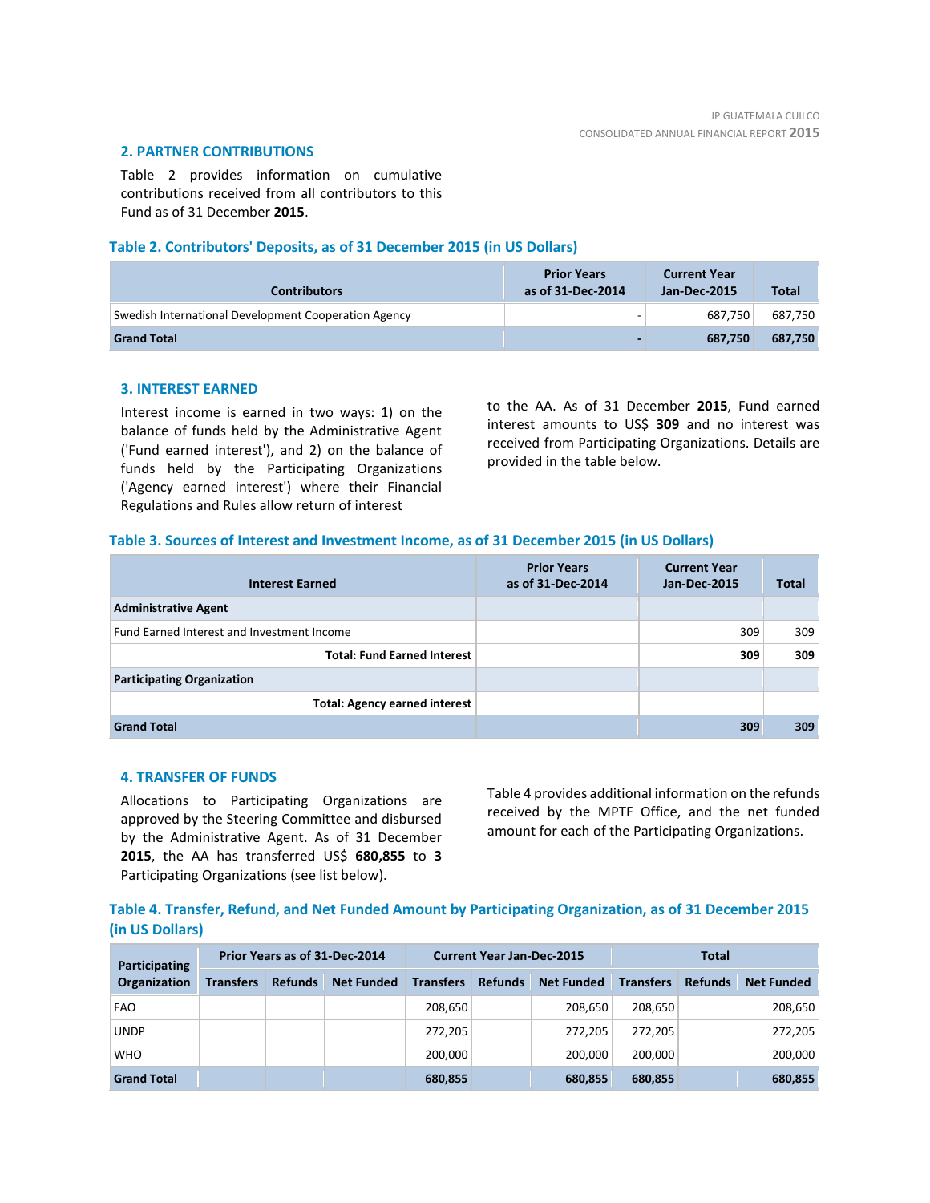## 2. PARTNER CONTRIBUTIONS

Table 2 provides information on cumulative contributions received from all contributors to this Fund as of 31 December **2015**.

### Table 2. Contributors' Deposits, as of 31 December 2015 (in US Dollars)

| Contributors | Prior Years as of 31-Dec-2014 | Current Year Jan-Dec-2015 | Total |
|---|---|---|---|
| Swedish International Development Cooperation Agency | - | 687,750 | 687,750 |
| **Grand Total** | **-** | **687,750** | **687,750** |

## 3. INTEREST EARNED

Interest income is earned in two ways: 1) on the balance of funds held by the Administrative Agent ('Fund earned interest'), and 2) on the balance of funds held by the Participating Organizations ('Agency earned interest') where their Financial Regulations and Rules allow return of interest to the AA. As of 31 December **2015**, Fund earned interest amounts to US$ **309** and no interest was received from Participating Organizations. Details are provided in the table below.

### Table 3. Sources of Interest and Investment Income, as of 31 December 2015 (in US Dollars)

| Interest Earned | Prior Years as of 31-Dec-2014 | Current Year Jan-Dec-2015 | Total |
|---|---|---|---|
| **Administrative Agent** | | | |
| Fund Earned Interest and Investment Income | | 309 | 309 |
| **Total: Fund Earned Interest** | | **309** | **309** |
| **Participating Organization** | | | |
| **Total: Agency earned interest** | | | |
| **Grand Total** | | **309** | **309** |

## 4. TRANSFER OF FUNDS

Allocations to Participating Organizations are approved by the Steering Committee and disbursed by the Administrative Agent. As of 31 December **2015**, the AA has transferred US$ **680,855** to **3** Participating Organizations (see list below).

Table 4 provides additional information on the refunds received by the MPTF Office, and the net funded amount for each of the Participating Organizations.

### Table 4. Transfer, Refund, and Net Funded Amount by Participating Organization, as of 31 December 2015 (in US Dollars)

| Participating Organization | Prior Years as of 31-Dec-2014 | | | Current Year Jan-Dec-2015 | | | Total | | |
|---|---|---|---|---|---|---|---|---|---|
| | Transfers | Refunds | Net Funded | Transfers | Refunds | Net Funded | Transfers | Refunds | Net Funded |
| FAO | | | | 208,650 | | 208,650 | 208,650 | | 208,650 |
| UNDP | | | | 272,205 | | 272,205 | 272,205 | | 272,205 |
| WHO | | | | 200,000 | | 200,000 | 200,000 | | 200,000 |
| **Grand Total** | | | | **680,855** | | **680,855** | **680,855** | | **680,855** |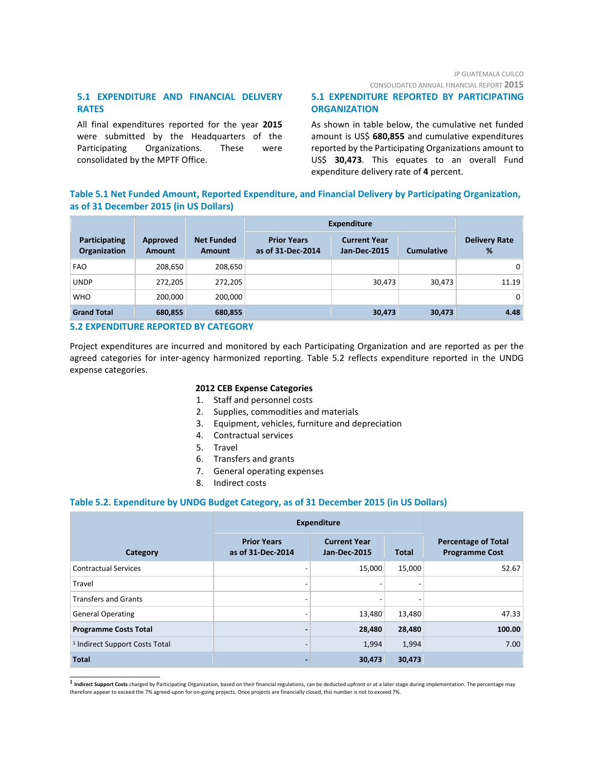## 5.1 EXPENDITURE AND FINANCIAL DELIVERY RATES

All final expenditures reported for the year **2015** were submitted by the Headquarters of the Participating Organizations. These were consolidated by the MPTF Office.

## 5.1 EXPENDITURE REPORTED BY PARTICIPATING ORGANIZATION

As shown in table below, the cumulative net funded amount is US$ **680,855** and cumulative expenditures reported by the Participating Organizations amount to US$ **30,473**. This equates to an overall Fund expenditure delivery rate of **4** percent.

### Table 5.1 Net Funded Amount, Reported Expenditure, and Financial Delivery by Participating Organization, as of 31 December 2015 (in US Dollars)

| Participating Organization | Approved Amount | Net Funded Amount | Expenditure | | | Delivery Rate % |
|---|---|---|---|---|---|---|
| | | | Prior Years as of 31-Dec-2014 | Current Year Jan-Dec-2015 | Cumulative | |
| FAO | 208,650 | 208,650 | | | | 0 |
| UNDP | 272,205 | 272,205 | | 30,473 | 30,473 | 11.19 |
| WHO | 200,000 | 200,000 | | | | 0 |
| **Grand Total** | **680,855** | **680,855** | | **30,473** | **30,473** | **4.48** |

## 5.2 EXPENDITURE REPORTED BY CATEGORY

Project expenditures are incurred and monitored by each Participating Organization and are reported as per the agreed categories for inter-agency harmonized reporting. Table 5.2 reflects expenditure reported in the UNDG expense categories.

**2012 CEB Expense Categories**

1. Staff and personnel costs
2. Supplies, commodities and materials
3. Equipment, vehicles, furniture and depreciation
4. Contractual services
5. Travel
6. Transfers and grants
7. General operating expenses
8. Indirect costs

### Table 5.2. Expenditure by UNDG Budget Category, as of 31 December 2015 (in US Dollars)

| Category | Expenditure | | | Percentage of Total Programme Cost |
|---|---|---|---|---|
| | Prior Years as of 31-Dec-2014 | Current Year Jan-Dec-2015 | Total | |
| Contractual Services | - | 15,000 | 15,000 | 52.67 |
| Travel | - | - | - | |
| Transfers and Grants | - | - | - | |
| General Operating | - | 13,480 | 13,480 | 47.33 |
| **Programme Costs Total** | **-** | **28,480** | **28,480** | **100.00** |
| [1] Indirect Support Costs Total | - | 1,994 | 1,994 | 7.00 |
| **Total** | **-** | **30,473** | **30,473** | |

[1] **Indirect Support Costs** charged by Participating Organization, based on their financial regulations, can be deducted upfront or at a later stage during implementation. The percentage may therefore appear to exceed the 7% agreed-upon for on-going projects. Once projects are financially closed, this number is not to exceed 7%.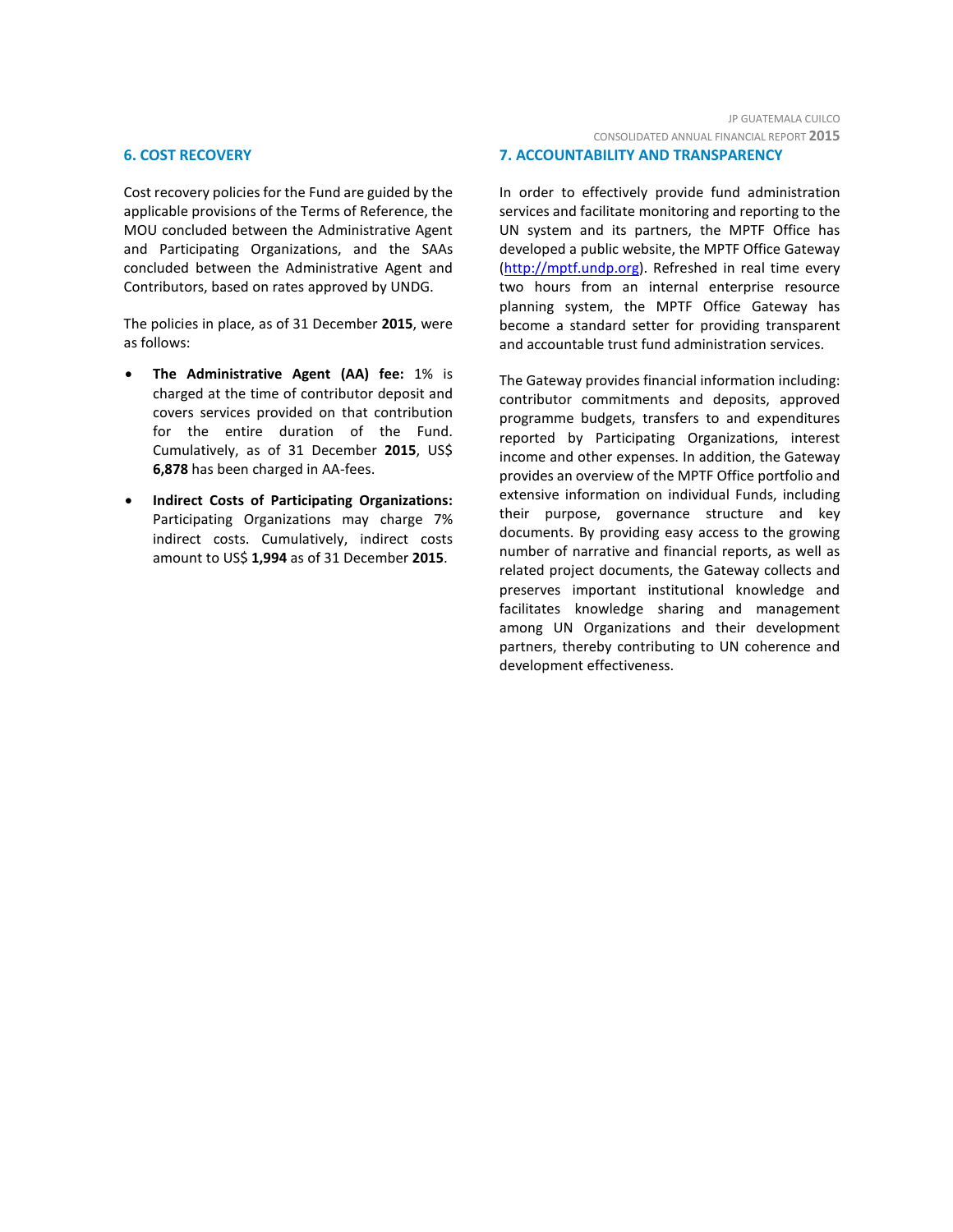## 6. COST RECOVERY

Cost recovery policies for the Fund are guided by the applicable provisions of the Terms of Reference, the MOU concluded between the Administrative Agent and Participating Organizations, and the SAAs concluded between the Administrative Agent and Contributors, based on rates approved by UNDG.

The policies in place, as of 31 December **2015**, were as follows:

- **The Administrative Agent (AA) fee:** 1% is charged at the time of contributor deposit and covers services provided on that contribution for the entire duration of the Fund. Cumulatively, as of 31 December **2015**, US$ **6,878** has been charged in AA-fees.
- **Indirect Costs of Participating Organizations:** Participating Organizations may charge 7% indirect costs. Cumulatively, indirect costs amount to US$ **1,994** as of 31 December **2015**.

## 7. ACCOUNTABILITY AND TRANSPARENCY

In order to effectively provide fund administration services and facilitate monitoring and reporting to the UN system and its partners, the MPTF Office has developed a public website, the MPTF Office Gateway (http://mptf.undp.org). Refreshed in real time every two hours from an internal enterprise resource planning system, the MPTF Office Gateway has become a standard setter for providing transparent and accountable trust fund administration services.

The Gateway provides financial information including: contributor commitments and deposits, approved programme budgets, transfers to and expenditures reported by Participating Organizations, interest income and other expenses. In addition, the Gateway provides an overview of the MPTF Office portfolio and extensive information on individual Funds, including their purpose, governance structure and key documents. By providing easy access to the growing number of narrative and financial reports, as well as related project documents, the Gateway collects and preserves important institutional knowledge and facilitates knowledge sharing and management among UN Organizations and their development partners, thereby contributing to UN coherence and development effectiveness.